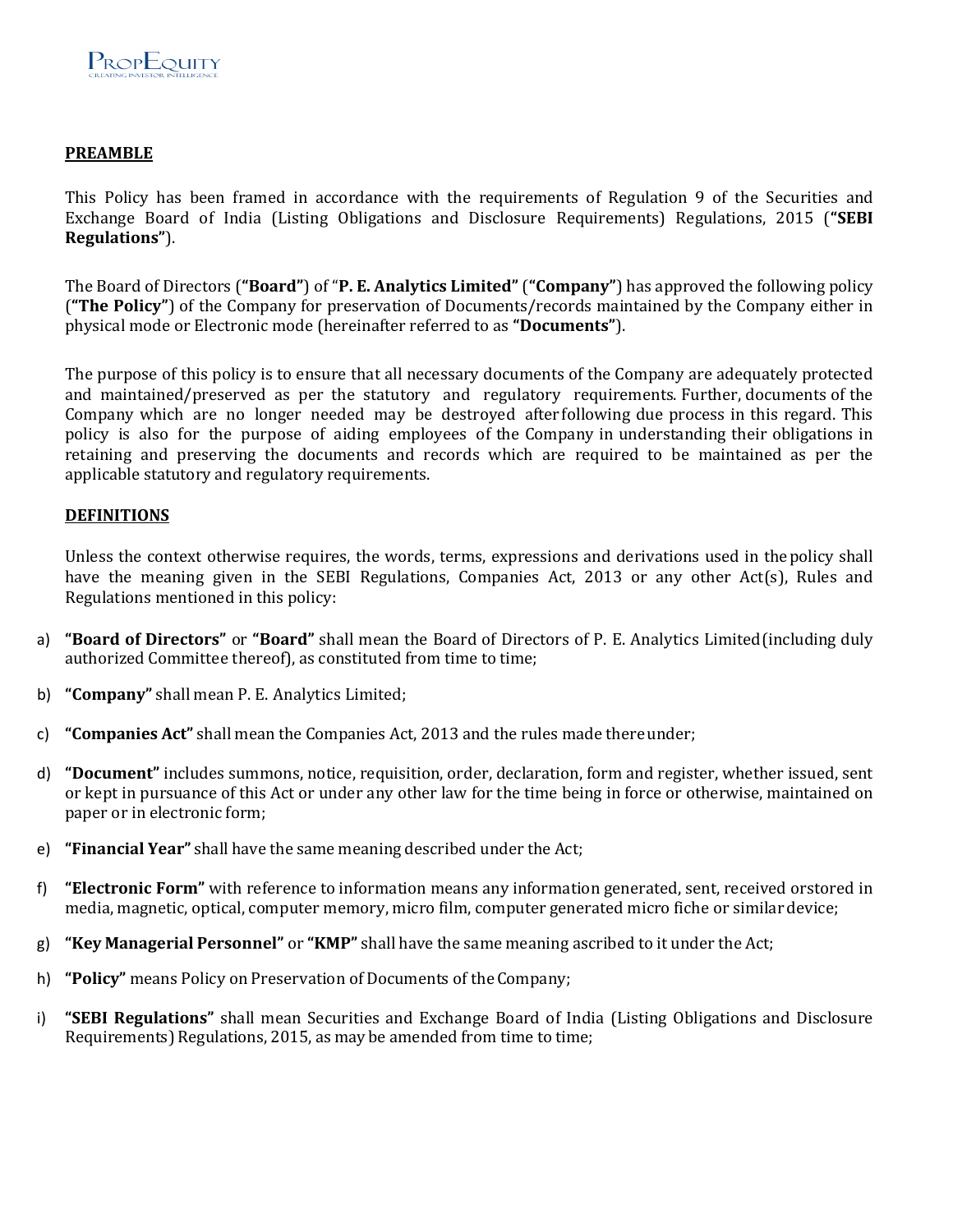## PREAMBLE

This Policy has been framed in accordance with the requirements of Regulation 9 of the Securities and Exchange Board of India (Listing Obligations and Disclosure Requirements) Regulations, 2015 (**"SEBI Regulations"**).

The Board of Directors (**"Board"**) of "**P. E. Analytics Limited**" (**"Company"**) has approved the following policy (**"The Policy"**) of the Company for preservation of Documents/records maintained by the Company either in physical mode or Electronic mode (hereinafter referred to as **"Documents"**).

The purpose of this policy is to ensure that all necessary documents of the Company are adequately protected and maintained/preserved as per the statutory and regulatory requirements. Further, documents of the Company which are no longer needed may be destroyed after following due process in this regard. This policy is also for the purpose of aiding employees of the Company in understanding their obligations in retaining and preserving the documents and records which are required to be maintained as per the applicable statutory and regulatory requirements.

## DEFINITIONS

Unless the context otherwise requires, the words, terms, expressions and derivations used in the policy shall have the meaning given in the SEBI Regulations, Companies Act, 2013 or any other Act(s), Rules and Regulations mentioned in this policy:

a) **"Board of Directors"** or **"Board"** shall mean the Board of Directors of P. E. Analytics Limited (including duly authorized Committee thereof), as constituted from time to time;

b) **"Company"** shall mean P. E. Analytics Limited;

c) **"Companies Act"** shall mean the Companies Act, 2013 and the rules made thereunder;

d) **"Document"** includes summons, notice, requisition, order, declaration, form and register, whether issued, sent or kept in pursuance of this Act or under any other law for the time being in force or otherwise, maintained on paper or in electronic form;

e) **"Financial Year"** shall have the same meaning described under the Act;

f) **"Electronic Form"** with reference to information means any information generated, sent, received or stored in media, magnetic, optical, computer memory, micro film, computer generated micro fiche or similar device;

g) **"Key Managerial Personnel"** or **"KMP"** shall have the same meaning ascribed to it under the Act;

h) **"Policy"** means Policy on Preservation of Documents of the Company;

i) **"SEBI Regulations"** shall mean Securities and Exchange Board of India (Listing Obligations and Disclosure Requirements) Regulations, 2015, as may be amended from time to time;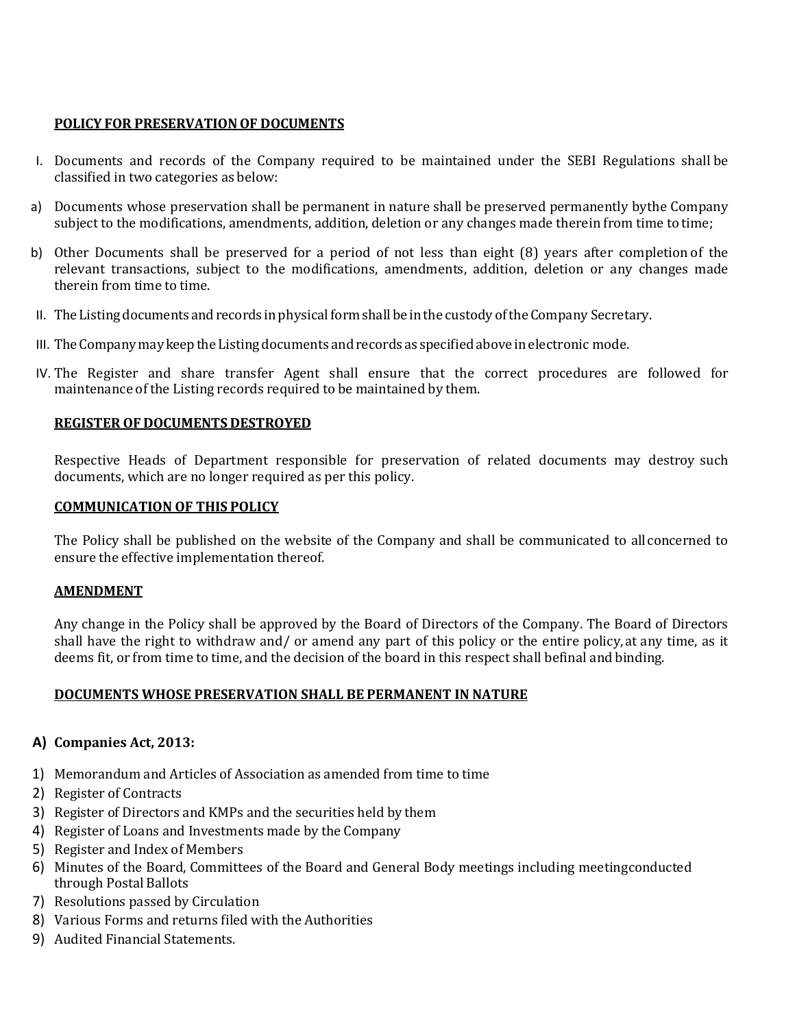## POLICY FOR PRESERVATION OF DOCUMENTS

I. Documents and records of the Company required to be maintained under the SEBI Regulations shall be classified in two categories as below:

a) Documents whose preservation shall be permanent in nature shall be preserved permanently bythe Company subject to the modifications, amendments, addition, deletion or any changes made therein from time to time;

b) Other Documents shall be preserved for a period of not less than eight (8) years after completion of the relevant transactions, subject to the modifications, amendments, addition, deletion or any changes made therein from time to time.

II. The Listing documents and records in physical form shall be in the custody of the Company Secretary.

III. The Company may keep the Listing documents and records as specified above in electronic mode.

IV. The Register and share transfer Agent shall ensure that the correct procedures are followed for maintenance of the Listing records required to be maintained by them.

## REGISTER OF DOCUMENTS DESTROYED

Respective Heads of Department responsible for preservation of related documents may destroy such documents, which are no longer required as per this policy.

## COMMUNICATION OF THIS POLICY

The Policy shall be published on the website of the Company and shall be communicated to all concerned to ensure the effective implementation thereof.

## AMENDMENT

Any change in the Policy shall be approved by the Board of Directors of the Company. The Board of Directors shall have the right to withdraw and/ or amend any part of this policy or the entire policy, at any time, as it deems fit, or from time to time, and the decision of the board in this respect shall befinal and binding.

## DOCUMENTS WHOSE PRESERVATION SHALL BE PERMANENT IN NATURE

### A) Companies Act, 2013:

1) Memorandum and Articles of Association as amended from time to time
2) Register of Contracts
3) Register of Directors and KMPs and the securities held by them
4) Register of Loans and Investments made by the Company
5) Register and Index of Members
6) Minutes of the Board, Committees of the Board and General Body meetings including meetingconducted through Postal Ballots
7) Resolutions passed by Circulation
8) Various Forms and returns filed with the Authorities
9) Audited Financial Statements.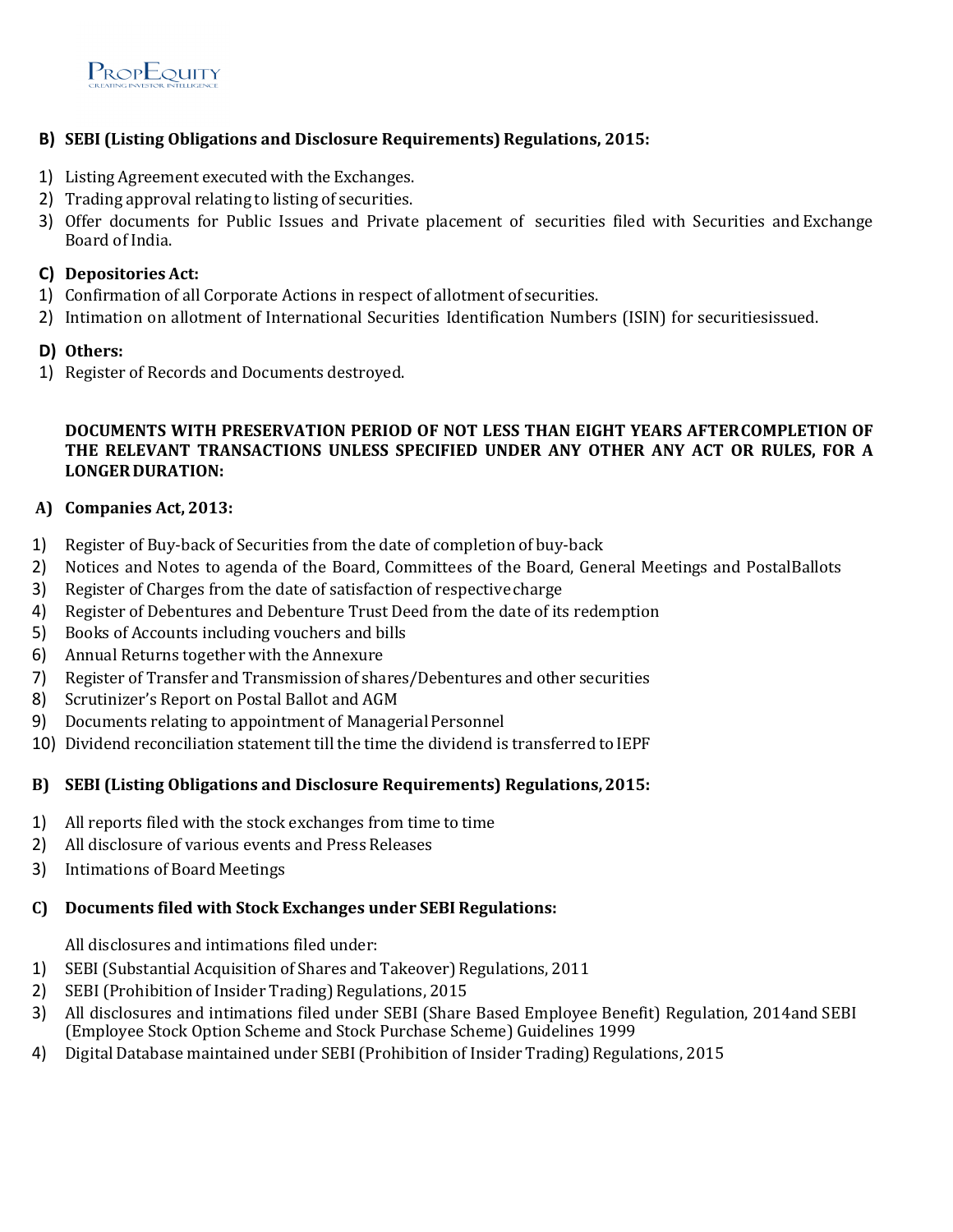### B) SEBI (Listing Obligations and Disclosure Requirements) Regulations, 2015:

1) Listing Agreement executed with the Exchanges.
2) Trading approval relating to listing of securities.
3) Offer documents for Public Issues and Private placement of securities filed with Securities and Exchange Board of India.

### C) Depositories Act:

1) Confirmation of all Corporate Actions in respect of allotment of securities.
2) Intimation on allotment of International Securities Identification Numbers (ISIN) for securitiesissued.

### D) Others:

1) Register of Records and Documents destroyed.

**DOCUMENTS WITH PRESERVATION PERIOD OF NOT LESS THAN EIGHT YEARS AFTERCOMPLETION OF THE RELEVANT TRANSACTIONS UNLESS SPECIFIED UNDER ANY OTHER ANY ACT OR RULES, FOR A LONGER DURATION:**

### A) Companies Act, 2013:

1) Register of Buy-back of Securities from the date of completion of buy-back
2) Notices and Notes to agenda of the Board, Committees of the Board, General Meetings and PostalBallots
3) Register of Charges from the date of satisfaction of respective charge
4) Register of Debentures and Debenture Trust Deed from the date of its redemption
5) Books of Accounts including vouchers and bills
6) Annual Returns together with the Annexure
7) Register of Transfer and Transmission of shares/Debentures and other securities
8) Scrutinizer's Report on Postal Ballot and AGM
9) Documents relating to appointment of Managerial Personnel
10) Dividend reconciliation statement till the time the dividend is transferred to IEPF

### B) SEBI (Listing Obligations and Disclosure Requirements) Regulations, 2015:

1) All reports filed with the stock exchanges from time to time
2) All disclosure of various events and Press Releases
3) Intimations of Board Meetings

### C) Documents filed with Stock Exchanges under SEBI Regulations:

All disclosures and intimations filed under:

1) SEBI (Substantial Acquisition of Shares and Takeover) Regulations, 2011
2) SEBI (Prohibition of Insider Trading) Regulations, 2015
3) All disclosures and intimations filed under SEBI (Share Based Employee Benefit) Regulation, 2014and SEBI (Employee Stock Option Scheme and Stock Purchase Scheme) Guidelines 1999
4) Digital Database maintained under SEBI (Prohibition of Insider Trading) Regulations, 2015